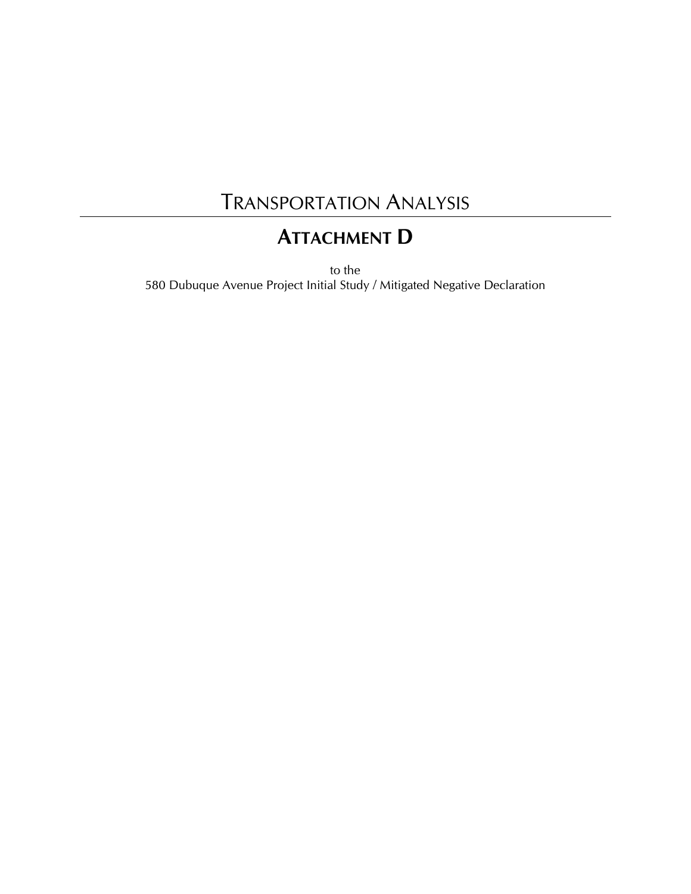# Transportation Analysis

---

## Attachment D

to the
580 Dubuque Avenue Project Initial Study / Mitigated Negative Declaration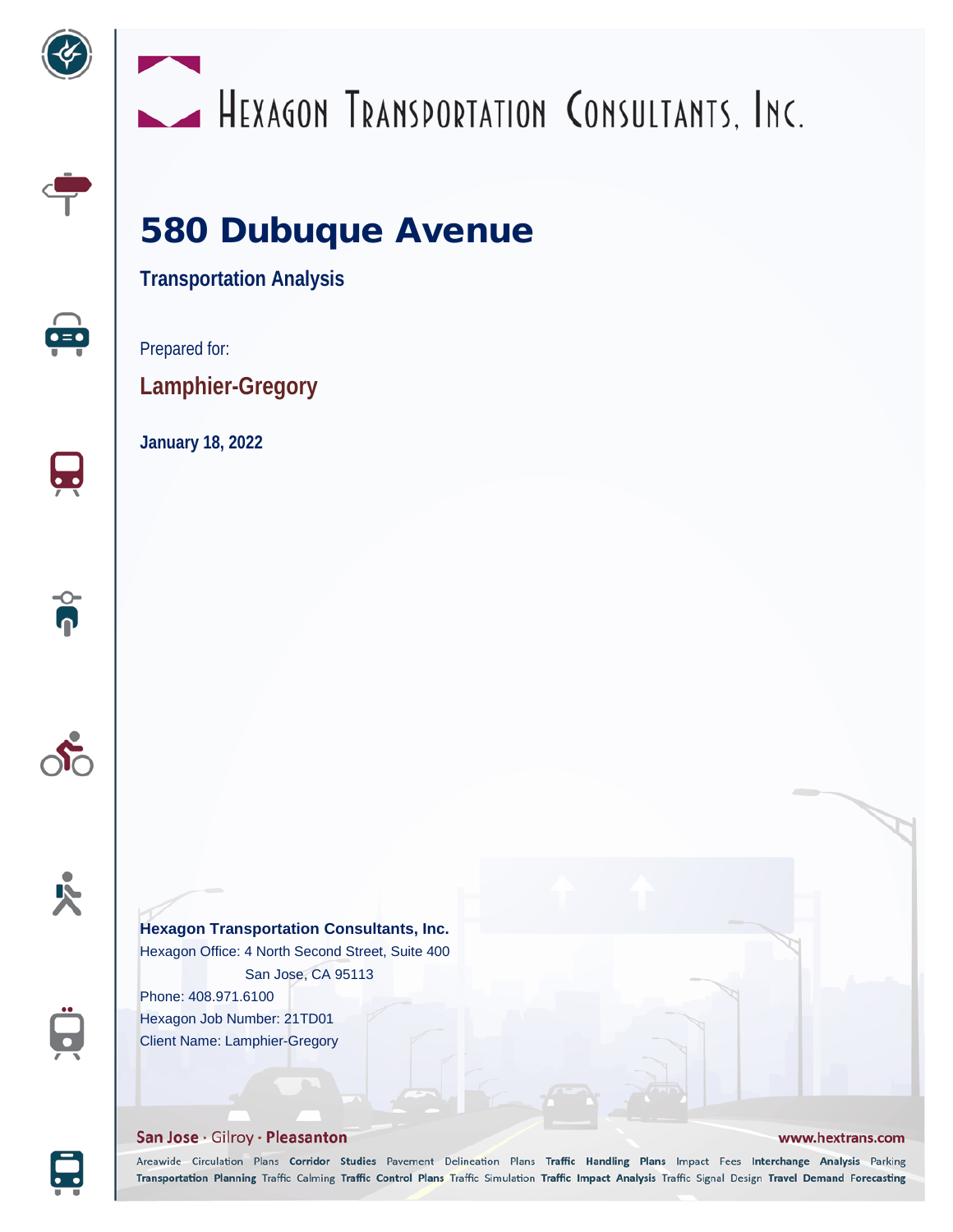Hexagon Transportation Consultants, Inc.

# 580 Dubuque Avenue

## Transportation Analysis

Prepared for:

**Lamphier-Gregory**

**January 18, 2022**

**Hexagon Transportation Consultants, Inc.**
Hexagon Office: 4 North Second Street, Suite 400
San Jose, CA 95113
Phone: 408.971.6100
Hexagon Job Number: 21TD01
Client Name: Lamphier-Gregory

San Jose · Gilroy · Pleasanton

www.hextrans.com

Areawide Circulation Plans **Corridor Studies** Pavement Delineation Plans **Traffic Handling Plans** Impact Fees **Interchange Analysis** Parking **Transportation Planning** Traffic Calming **Traffic Control Plans** Traffic Simulation **Traffic Impact Analysis** Traffic Signal Design **Travel Demand Forecasting**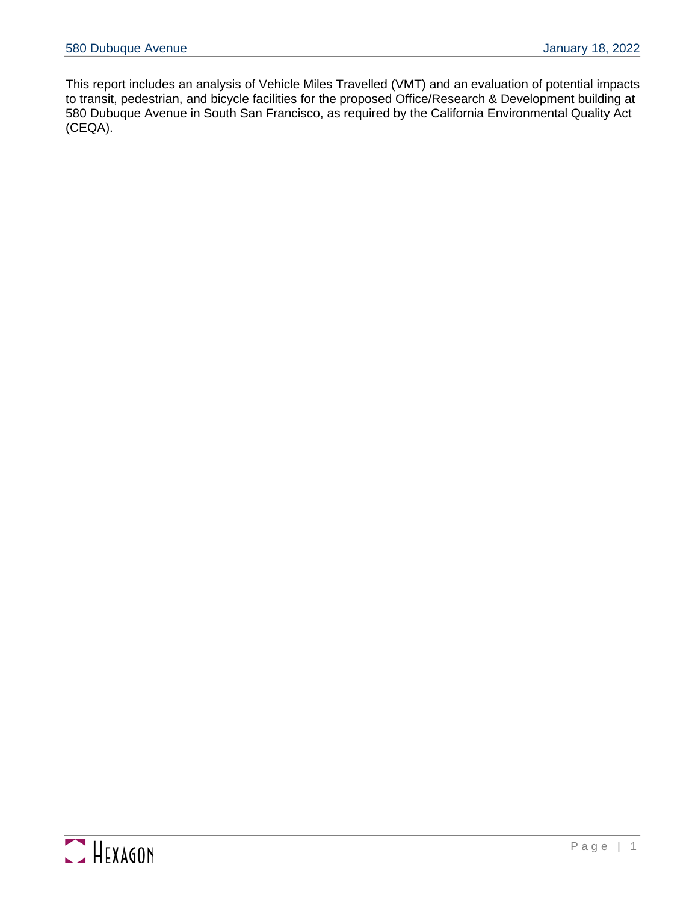This report includes an analysis of Vehicle Miles Travelled (VMT) and an evaluation of potential impacts to transit, pedestrian, and bicycle facilities for the proposed Office/Research & Development building at 580 Dubuque Avenue in South San Francisco, as required by the California Environmental Quality Act (CEQA).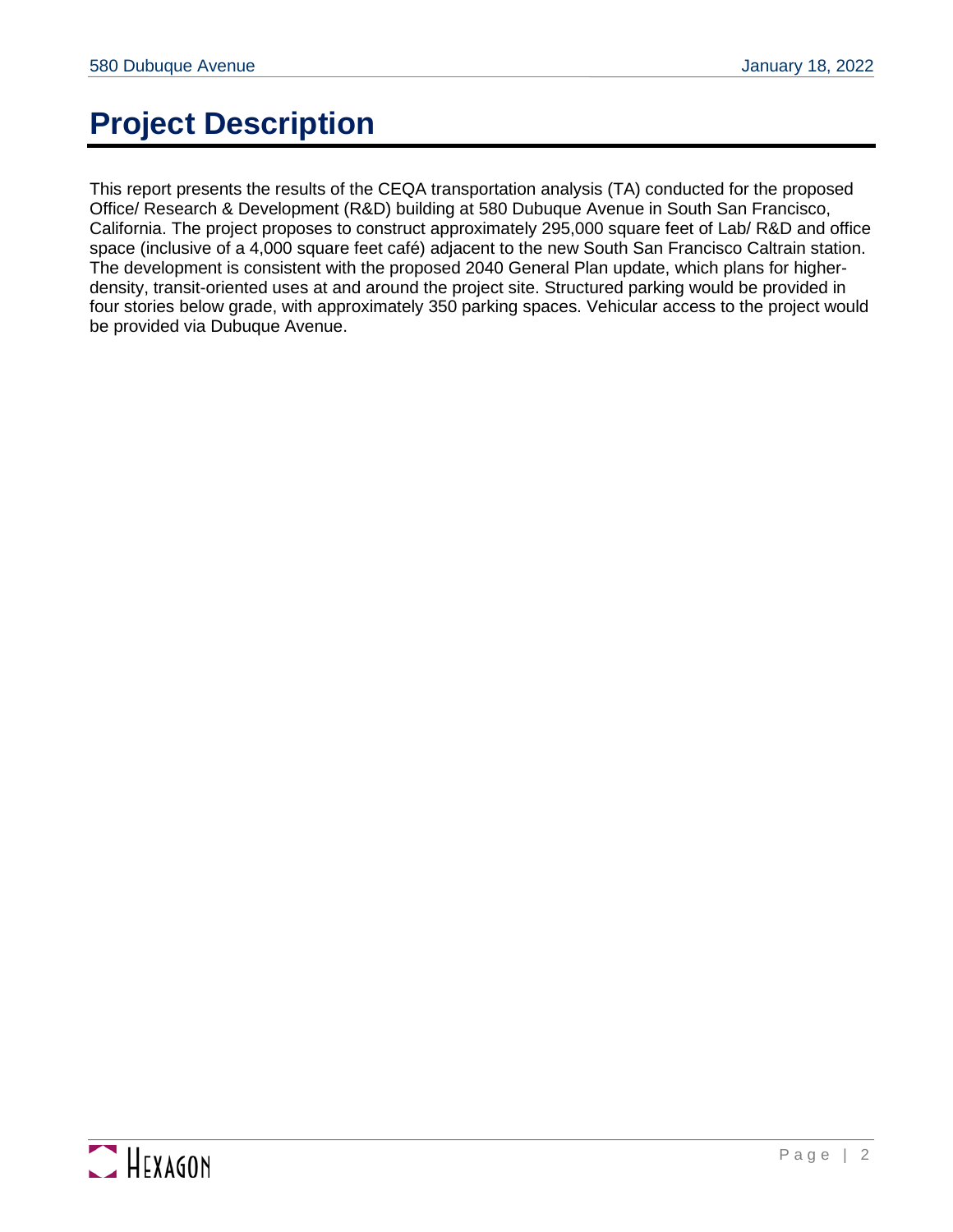# Project Description

This report presents the results of the CEQA transportation analysis (TA) conducted for the proposed Office/ Research & Development (R&D) building at 580 Dubuque Avenue in South San Francisco, California. The project proposes to construct approximately 295,000 square feet of Lab/ R&D and office space (inclusive of a 4,000 square feet café) adjacent to the new South San Francisco Caltrain station. The development is consistent with the proposed 2040 General Plan update, which plans for higher-density, transit-oriented uses at and around the project site. Structured parking would be provided in four stories below grade, with approximately 350 parking spaces. Vehicular access to the project would be provided via Dubuque Avenue.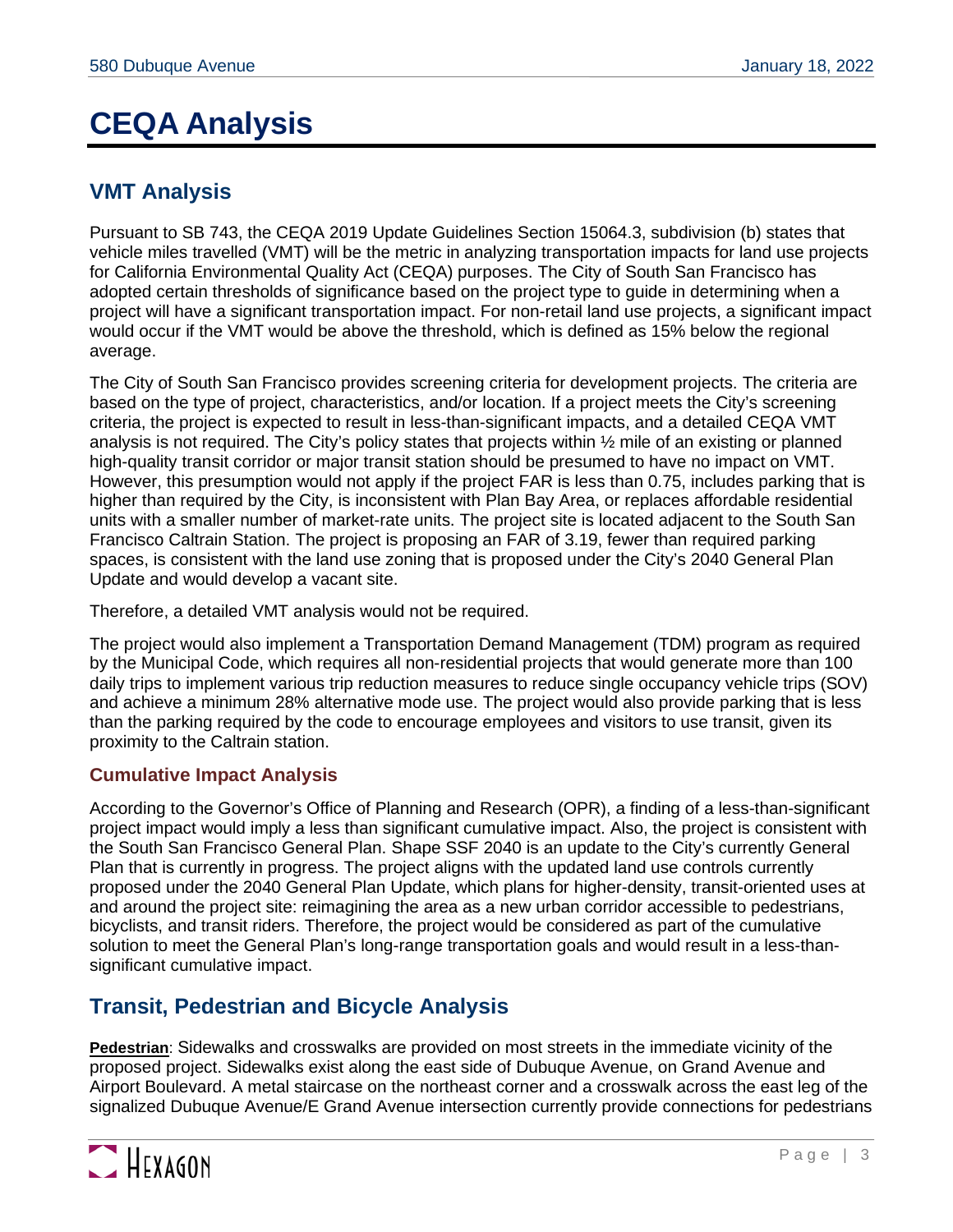# CEQA Analysis

## VMT Analysis

Pursuant to SB 743, the CEQA 2019 Update Guidelines Section 15064.3, subdivision (b) states that vehicle miles travelled (VMT) will be the metric in analyzing transportation impacts for land use projects for California Environmental Quality Act (CEQA) purposes. The City of South San Francisco has adopted certain thresholds of significance based on the project type to guide in determining when a project will have a significant transportation impact. For non-retail land use projects, a significant impact would occur if the VMT would be above the threshold, which is defined as 15% below the regional average.

The City of South San Francisco provides screening criteria for development projects. The criteria are based on the type of project, characteristics, and/or location. If a project meets the City's screening criteria, the project is expected to result in less-than-significant impacts, and a detailed CEQA VMT analysis is not required. The City's policy states that projects within ½ mile of an existing or planned high-quality transit corridor or major transit station should be presumed to have no impact on VMT. However, this presumption would not apply if the project FAR is less than 0.75, includes parking that is higher than required by the City, is inconsistent with Plan Bay Area, or replaces affordable residential units with a smaller number of market-rate units. The project site is located adjacent to the South San Francisco Caltrain Station. The project is proposing an FAR of 3.19, fewer than required parking spaces, is consistent with the land use zoning that is proposed under the City's 2040 General Plan Update and would develop a vacant site.

Therefore, a detailed VMT analysis would not be required.

The project would also implement a Transportation Demand Management (TDM) program as required by the Municipal Code, which requires all non-residential projects that would generate more than 100 daily trips to implement various trip reduction measures to reduce single occupancy vehicle trips (SOV) and achieve a minimum 28% alternative mode use. The project would also provide parking that is less than the parking required by the code to encourage employees and visitors to use transit, given its proximity to the Caltrain station.

### Cumulative Impact Analysis

According to the Governor's Office of Planning and Research (OPR), a finding of a less-than-significant project impact would imply a less than significant cumulative impact. Also, the project is consistent with the South San Francisco General Plan. Shape SSF 2040 is an update to the City's currently General Plan that is currently in progress. The project aligns with the updated land use controls currently proposed under the 2040 General Plan Update, which plans for higher-density, transit-oriented uses at and around the project site: reimagining the area as a new urban corridor accessible to pedestrians, bicyclists, and transit riders. Therefore, the project would be considered as part of the cumulative solution to meet the General Plan's long-range transportation goals and would result in a less-than-significant cumulative impact.

## Transit, Pedestrian and Bicycle Analysis

**Pedestrian**: Sidewalks and crosswalks are provided on most streets in the immediate vicinity of the proposed project. Sidewalks exist along the east side of Dubuque Avenue, on Grand Avenue and Airport Boulevard. A metal staircase on the northeast corner and a crosswalk across the east leg of the signalized Dubuque Avenue/E Grand Avenue intersection currently provide connections for pedestrians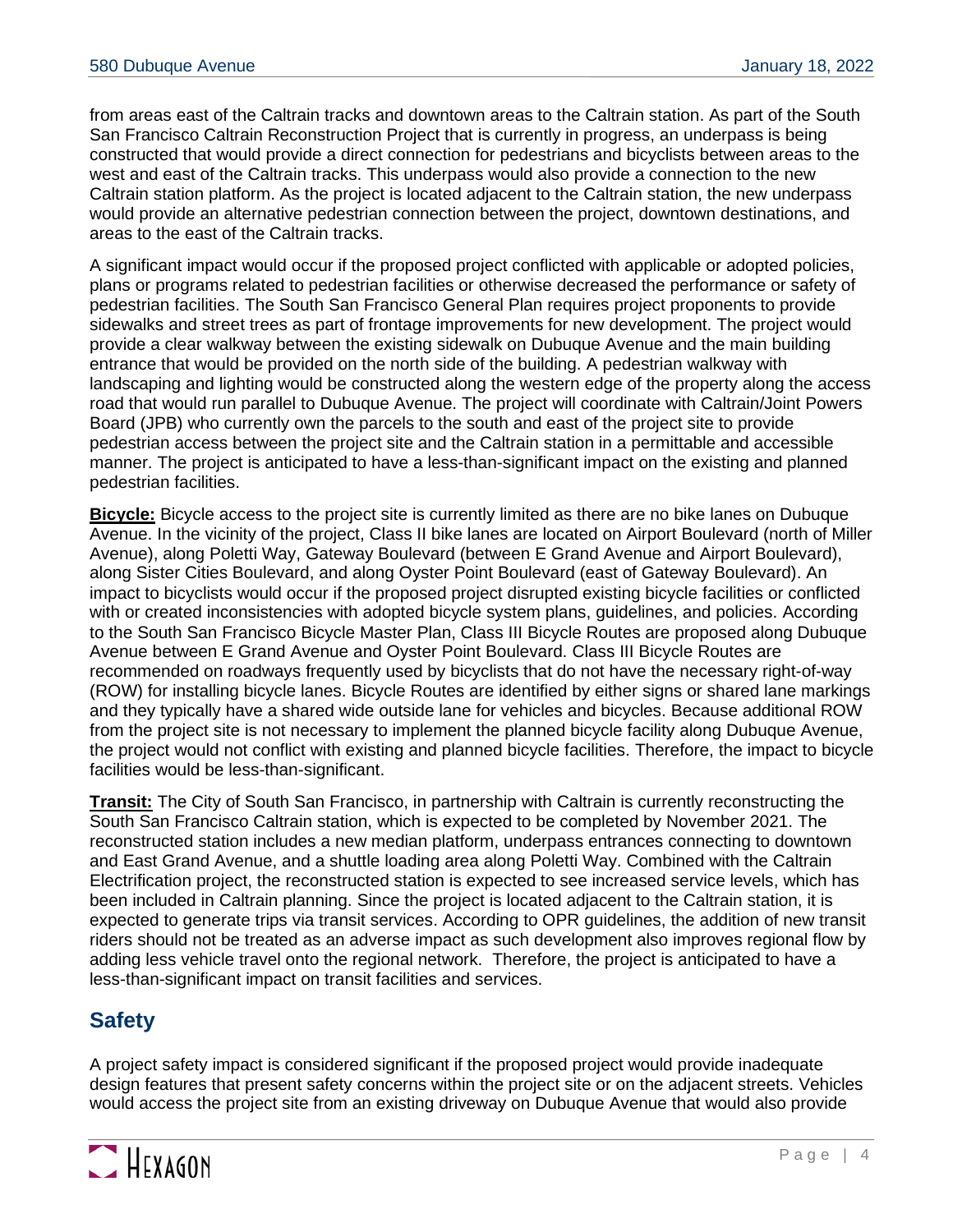from areas east of the Caltrain tracks and downtown areas to the Caltrain station. As part of the South San Francisco Caltrain Reconstruction Project that is currently in progress, an underpass is being constructed that would provide a direct connection for pedestrians and bicyclists between areas to the west and east of the Caltrain tracks. This underpass would also provide a connection to the new Caltrain station platform. As the project is located adjacent to the Caltrain station, the new underpass would provide an alternative pedestrian connection between the project, downtown destinations, and areas to the east of the Caltrain tracks.

A significant impact would occur if the proposed project conflicted with applicable or adopted policies, plans or programs related to pedestrian facilities or otherwise decreased the performance or safety of pedestrian facilities. The South San Francisco General Plan requires project proponents to provide sidewalks and street trees as part of frontage improvements for new development. The project would provide a clear walkway between the existing sidewalk on Dubuque Avenue and the main building entrance that would be provided on the north side of the building. A pedestrian walkway with landscaping and lighting would be constructed along the western edge of the property along the access road that would run parallel to Dubuque Avenue. The project will coordinate with Caltrain/Joint Powers Board (JPB) who currently own the parcels to the south and east of the project site to provide pedestrian access between the project site and the Caltrain station in a permittable and accessible manner. The project is anticipated to have a less-than-significant impact on the existing and planned pedestrian facilities.

**Bicycle:** Bicycle access to the project site is currently limited as there are no bike lanes on Dubuque Avenue. In the vicinity of the project, Class II bike lanes are located on Airport Boulevard (north of Miller Avenue), along Poletti Way, Gateway Boulevard (between E Grand Avenue and Airport Boulevard), along Sister Cities Boulevard, and along Oyster Point Boulevard (east of Gateway Boulevard). An impact to bicyclists would occur if the proposed project disrupted existing bicycle facilities or conflicted with or created inconsistencies with adopted bicycle system plans, guidelines, and policies. According to the South San Francisco Bicycle Master Plan, Class III Bicycle Routes are proposed along Dubuque Avenue between E Grand Avenue and Oyster Point Boulevard. Class III Bicycle Routes are recommended on roadways frequently used by bicyclists that do not have the necessary right-of-way (ROW) for installing bicycle lanes. Bicycle Routes are identified by either signs or shared lane markings and they typically have a shared wide outside lane for vehicles and bicycles. Because additional ROW from the project site is not necessary to implement the planned bicycle facility along Dubuque Avenue, the project would not conflict with existing and planned bicycle facilities. Therefore, the impact to bicycle facilities would be less-than-significant.

**Transit:** The City of South San Francisco, in partnership with Caltrain is currently reconstructing the South San Francisco Caltrain station, which is expected to be completed by November 2021. The reconstructed station includes a new median platform, underpass entrances connecting to downtown and East Grand Avenue, and a shuttle loading area along Poletti Way. Combined with the Caltrain Electrification project, the reconstructed station is expected to see increased service levels, which has been included in Caltrain planning. Since the project is located adjacent to the Caltrain station, it is expected to generate trips via transit services. According to OPR guidelines, the addition of new transit riders should not be treated as an adverse impact as such development also improves regional flow by adding less vehicle travel onto the regional network. Therefore, the project is anticipated to have a less-than-significant impact on transit facilities and services.

## Safety

A project safety impact is considered significant if the proposed project would provide inadequate design features that present safety concerns within the project site or on the adjacent streets. Vehicles would access the project site from an existing driveway on Dubuque Avenue that would also provide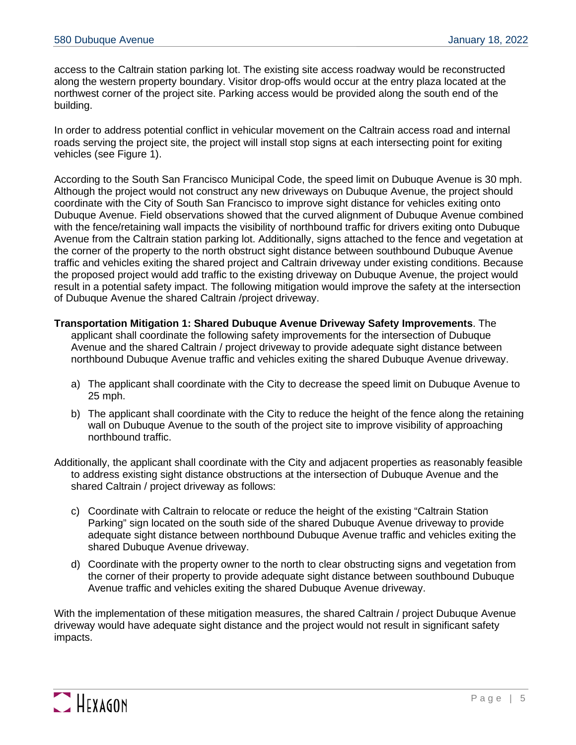access to the Caltrain station parking lot. The existing site access roadway would be reconstructed along the western property boundary. Visitor drop-offs would occur at the entry plaza located at the northwest corner of the project site. Parking access would be provided along the south end of the building.

In order to address potential conflict in vehicular movement on the Caltrain access road and internal roads serving the project site, the project will install stop signs at each intersecting point for exiting vehicles (see Figure 1).

According to the South San Francisco Municipal Code, the speed limit on Dubuque Avenue is 30 mph. Although the project would not construct any new driveways on Dubuque Avenue, the project should coordinate with the City of South San Francisco to improve sight distance for vehicles exiting onto Dubuque Avenue. Field observations showed that the curved alignment of Dubuque Avenue combined with the fence/retaining wall impacts the visibility of northbound traffic for drivers exiting onto Dubuque Avenue from the Caltrain station parking lot. Additionally, signs attached to the fence and vegetation at the corner of the property to the north obstruct sight distance between southbound Dubuque Avenue traffic and vehicles exiting the shared project and Caltrain driveway under existing conditions. Because the proposed project would add traffic to the existing driveway on Dubuque Avenue, the project would result in a potential safety impact. The following mitigation would improve the safety at the intersection of Dubuque Avenue the shared Caltrain /project driveway.

**Transportation Mitigation 1: Shared Dubuque Avenue Driveway Safety Improvements**. The applicant shall coordinate the following safety improvements for the intersection of Dubuque Avenue and the shared Caltrain / project driveway to provide adequate sight distance between northbound Dubuque Avenue traffic and vehicles exiting the shared Dubuque Avenue driveway.

a) The applicant shall coordinate with the City to decrease the speed limit on Dubuque Avenue to 25 mph.

b) The applicant shall coordinate with the City to reduce the height of the fence along the retaining wall on Dubuque Avenue to the south of the project site to improve visibility of approaching northbound traffic.

Additionally, the applicant shall coordinate with the City and adjacent properties as reasonably feasible to address existing sight distance obstructions at the intersection of Dubuque Avenue and the shared Caltrain / project driveway as follows:

c) Coordinate with Caltrain to relocate or reduce the height of the existing "Caltrain Station Parking" sign located on the south side of the shared Dubuque Avenue driveway to provide adequate sight distance between northbound Dubuque Avenue traffic and vehicles exiting the shared Dubuque Avenue driveway.

d) Coordinate with the property owner to the north to clear obstructing signs and vegetation from the corner of their property to provide adequate sight distance between southbound Dubuque Avenue traffic and vehicles exiting the shared Dubuque Avenue driveway.

With the implementation of these mitigation measures, the shared Caltrain / project Dubuque Avenue driveway would have adequate sight distance and the project would not result in significant safety impacts.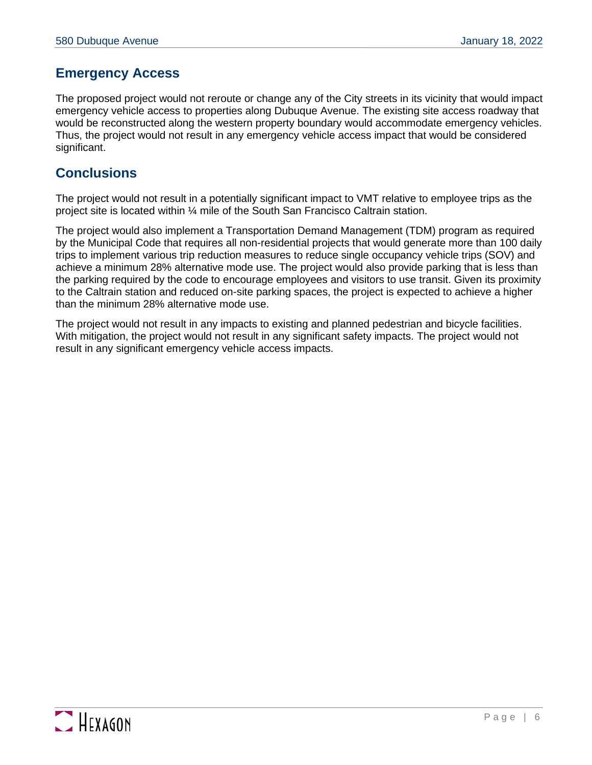## Emergency Access

The proposed project would not reroute or change any of the City streets in its vicinity that would impact emergency vehicle access to properties along Dubuque Avenue. The existing site access roadway that would be reconstructed along the western property boundary would accommodate emergency vehicles. Thus, the project would not result in any emergency vehicle access impact that would be considered significant.

## Conclusions

The project would not result in a potentially significant impact to VMT relative to employee trips as the project site is located within ¼ mile of the South San Francisco Caltrain station.

The project would also implement a Transportation Demand Management (TDM) program as required by the Municipal Code that requires all non-residential projects that would generate more than 100 daily trips to implement various trip reduction measures to reduce single occupancy vehicle trips (SOV) and achieve a minimum 28% alternative mode use. The project would also provide parking that is less than the parking required by the code to encourage employees and visitors to use transit. Given its proximity to the Caltrain station and reduced on-site parking spaces, the project is expected to achieve a higher than the minimum 28% alternative mode use.

The project would not result in any impacts to existing and planned pedestrian and bicycle facilities. With mitigation, the project would not result in any significant safety impacts. The project would not result in any significant emergency vehicle access impacts.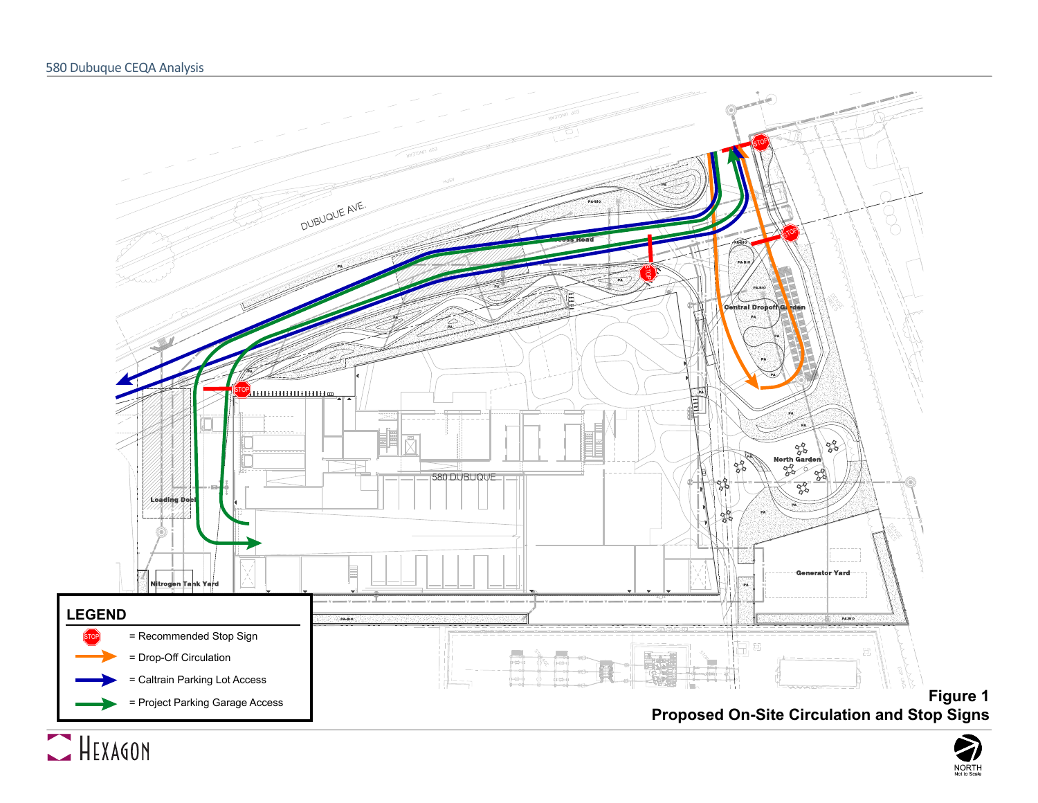DUBUQUE AVE.

Access Road

Central Dropoff Garden

North Garden

580 DUBUQUE

Loading Dock

Nitrogen Tank Yard

Generator Yard

**LEGEND**

STOP = Recommended Stop Sign

= Drop-Off Circulation

= Caltrain Parking Lot Access

= Project Parking Garage Access

**Figure 1**
**Proposed On-Site Circulation and Stop Signs**

NORTH
Not to Scale

HEXAGON